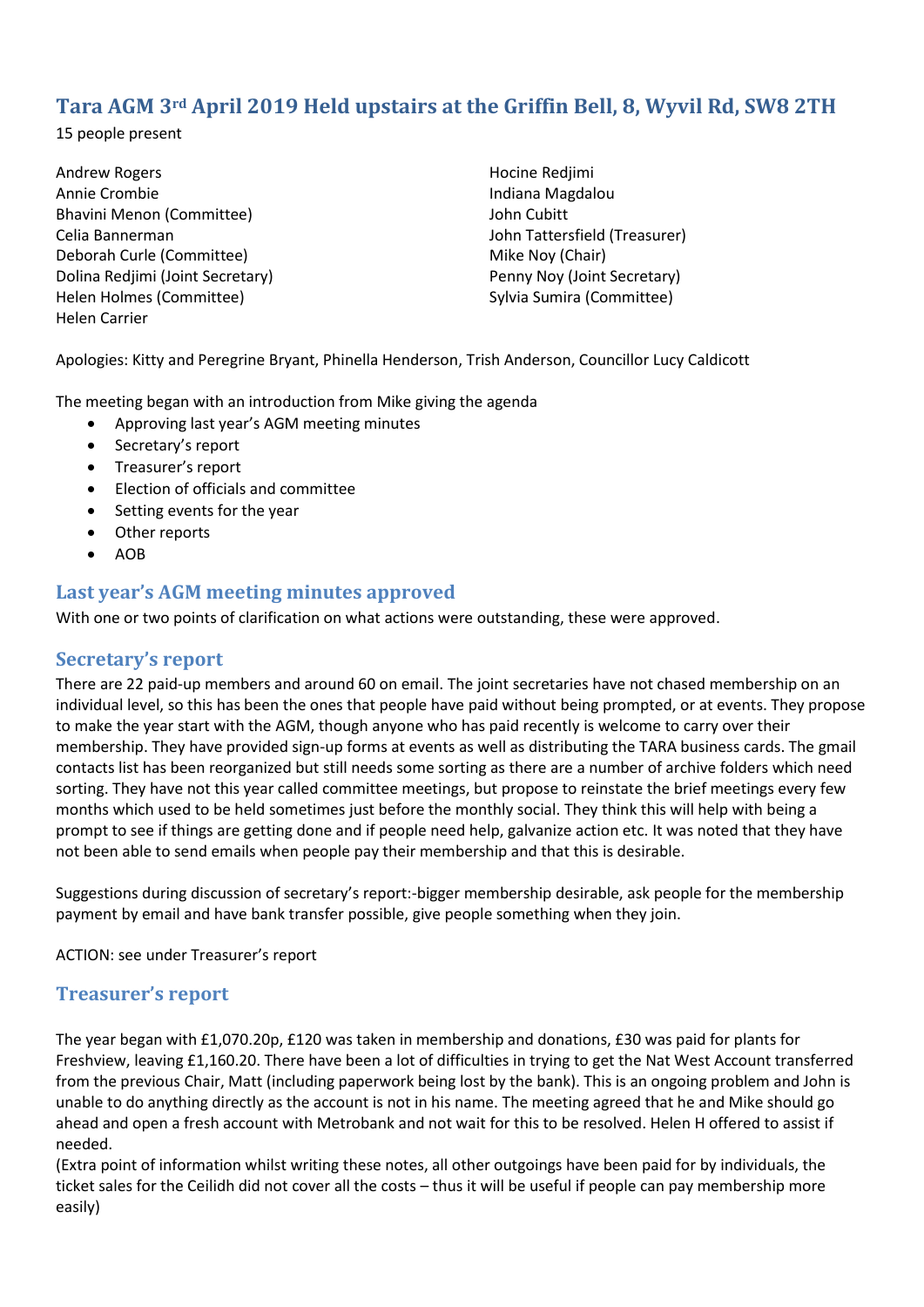# Tara AGM 3rd April 2019 Held upstairs at the Griffin Bell, 8, Wyvil Rd, SW8 2TH

15 people present

Andrew Rogers
Annie Crombie
Bhavini Menon (Committee)
Celia Bannerman
Deborah Curle (Committee)
Dolina Redjimi (Joint Secretary)
Helen Holmes (Committee)
Helen Carrier
Hocine Redjimi
Indiana Magdalou
John Cubitt
John Tattersfield (Treasurer)
Mike Noy (Chair)
Penny Noy (Joint Secretary)
Sylvia Sumira (Committee)

Apologies: Kitty and Peregrine Bryant, Phinella Henderson, Trish Anderson, Councillor Lucy Caldicott

The meeting began with an introduction from Mike giving the agenda

- Approving last year's AGM meeting minutes
- Secretary's report
- Treasurer's report
- Election of officials and committee
- Setting events for the year
- Other reports
- AOB

## Last year's AGM meeting minutes approved

With one or two points of clarification on what actions were outstanding, these were approved.

## Secretary's report

There are 22 paid-up members and around 60 on email. The joint secretaries have not chased membership on an individual level, so this has been the ones that people have paid without being prompted, or at events. They propose to make the year start with the AGM, though anyone who has paid recently is welcome to carry over their membership. They have provided sign-up forms at events as well as distributing the TARA business cards. The gmail contacts list has been reorganized but still needs some sorting as there are a number of archive folders which need sorting. They have not this year called committee meetings, but propose to reinstate the brief meetings every few months which used to be held sometimes just before the monthly social. They think this will help with being a prompt to see if things are getting done and if people need help, galvanize action etc. It was noted that they have not been able to send emails when people pay their membership and that this is desirable.

Suggestions during discussion of secretary's report:-bigger membership desirable, ask people for the membership payment by email and have bank transfer possible, give people something when they join.

ACTION: see under Treasurer's report

## Treasurer's report

The year began with £1,070.20p, £120 was taken in membership and donations, £30 was paid for plants for Freshview, leaving £1,160.20. There have been a lot of difficulties in trying to get the Nat West Account transferred from the previous Chair, Matt (including paperwork being lost by the bank). This is an ongoing problem and John is unable to do anything directly as the account is not in his name. The meeting agreed that he and Mike should go ahead and open a fresh account with Metrobank and not wait for this to be resolved. Helen H offered to assist if needed.
(Extra point of information whilst writing these notes, all other outgoings have been paid for by individuals, the ticket sales for the Ceilidh did not cover all the costs – thus it will be useful if people can pay membership more easily)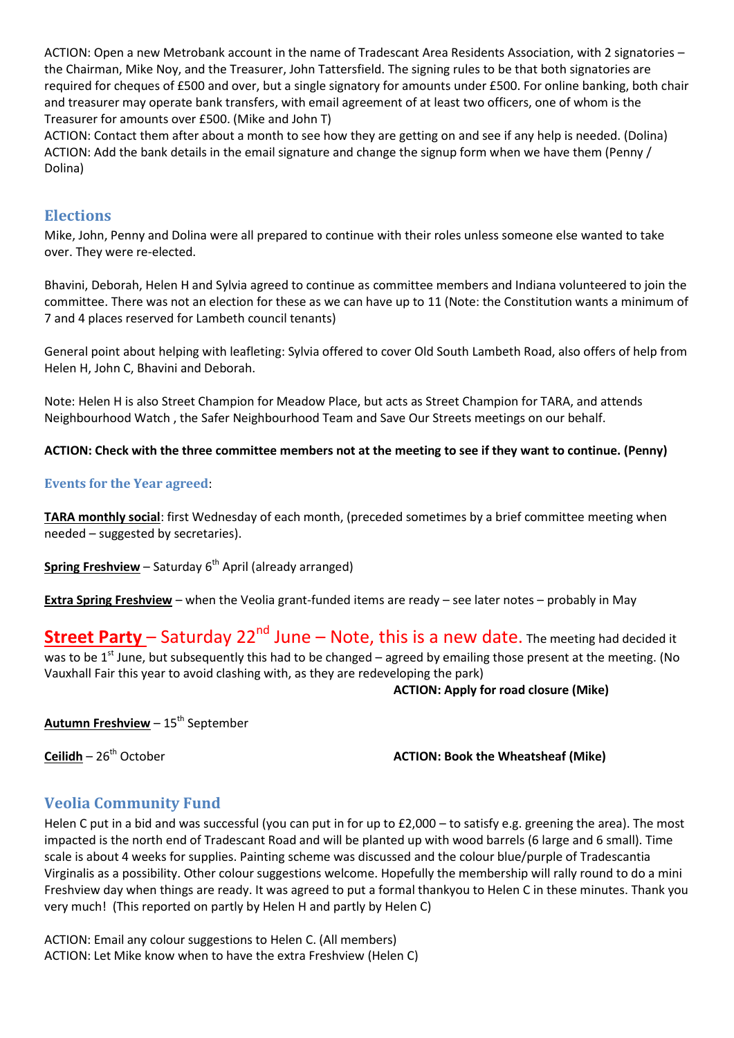ACTION: Open a new Metrobank account in the name of Tradescant Area Residents Association, with 2 signatories – the Chairman, Mike Noy, and the Treasurer, John Tattersfield. The signing rules to be that both signatories are required for cheques of £500 and over, but a single signatory for amounts under £500. For online banking, both chair and treasurer may operate bank transfers, with email agreement of at least two officers, one of whom is the Treasurer for amounts over £500. (Mike and John T)
ACTION: Contact them after about a month to see how they are getting on and see if any help is needed. (Dolina)
ACTION: Add the bank details in the email signature and change the signup form when we have them (Penny / Dolina)

## Elections

Mike, John, Penny and Dolina were all prepared to continue with their roles unless someone else wanted to take over. They were re-elected.

Bhavini, Deborah, Helen H and Sylvia agreed to continue as committee members and Indiana volunteered to join the committee. There was not an election for these as we can have up to 11 (Note: the Constitution wants a minimum of 7 and 4 places reserved for Lambeth council tenants)

General point about helping with leafleting: Sylvia offered to cover Old South Lambeth Road, also offers of help from Helen H, John C, Bhavini and Deborah.

Note: Helen H is also Street Champion for Meadow Place, but acts as Street Champion for TARA, and attends Neighbourhood Watch , the Safer Neighbourhood Team and Save Our Streets meetings on our behalf.

**ACTION: Check with the three committee members not at the meeting to see if they want to continue. (Penny)**

### Events for the Year agreed:

**TARA monthly social**: first Wednesday of each month, (preceded sometimes by a brief committee meeting when needed – suggested by secretaries).

**Spring Freshview** – Saturday 6th April (already arranged)

**Extra Spring Freshview** – when the Veolia grant-funded items are ready – see later notes – probably in May

**Street Party** – Saturday 22nd June – Note, this is a new date. The meeting had decided it was to be 1st June, but subsequently this had to be changed – agreed by emailing those present at the meeting. (No Vauxhall Fair this year to avoid clashing with, as they are redeveloping the park)

**ACTION: Apply for road closure (Mike)**

**Autumn Freshview** – 15th September

**Ceilidh** – 26th October **ACTION: Book the Wheatsheaf (Mike)**

## Veolia Community Fund

Helen C put in a bid and was successful (you can put in for up to £2,000 – to satisfy e.g. greening the area). The most impacted is the north end of Tradescant Road and will be planted up with wood barrels (6 large and 6 small). Time scale is about 4 weeks for supplies. Painting scheme was discussed and the colour blue/purple of Tradescantia Virginalis as a possibility. Other colour suggestions welcome. Hopefully the membership will rally round to do a mini Freshview day when things are ready. It was agreed to put a formal thankyou to Helen C in these minutes. Thank you very much! (This reported on partly by Helen H and partly by Helen C)

ACTION: Email any colour suggestions to Helen C. (All members)
ACTION: Let Mike know when to have the extra Freshview (Helen C)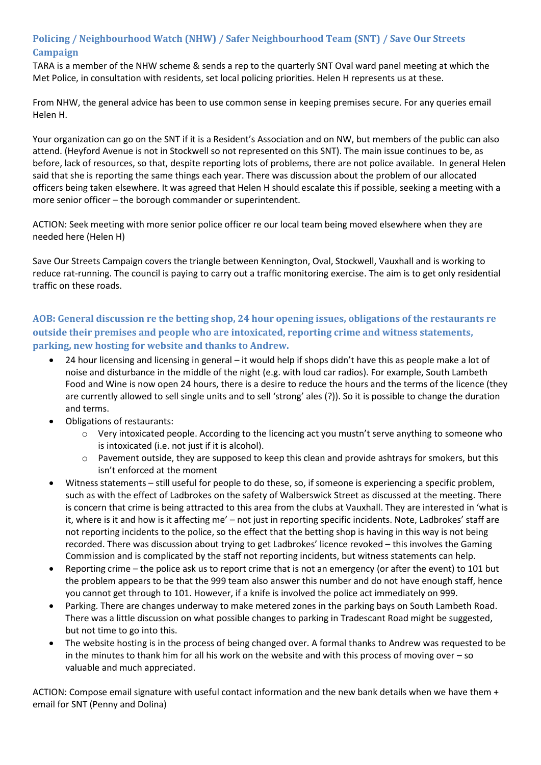## Policing / Neighbourhood Watch (NHW) / Safer Neighbourhood Team (SNT) / Save Our Streets Campaign

TARA is a member of the NHW scheme & sends a rep to the quarterly SNT Oval ward panel meeting at which the Met Police, in consultation with residents, set local policing priorities. Helen H represents us at these.

From NHW, the general advice has been to use common sense in keeping premises secure. For any queries email Helen H.

Your organization can go on the SNT if it is a Resident's Association and on NW, but members of the public can also attend. (Heyford Avenue is not in Stockwell so not represented on this SNT). The main issue continues to be, as before, lack of resources, so that, despite reporting lots of problems, there are not police available. In general Helen said that she is reporting the same things each year. There was discussion about the problem of our allocated officers being taken elsewhere. It was agreed that Helen H should escalate this if possible, seeking a meeting with a more senior officer – the borough commander or superintendent.

ACTION: Seek meeting with more senior police officer re our local team being moved elsewhere when they are needed here (Helen H)

Save Our Streets Campaign covers the triangle between Kennington, Oval, Stockwell, Vauxhall and is working to reduce rat-running. The council is paying to carry out a traffic monitoring exercise. The aim is to get only residential traffic on these roads.

## AOB: General discussion re the betting shop, 24 hour opening issues, obligations of the restaurants re outside their premises and people who are intoxicated, reporting crime and witness statements, parking, new hosting for website and thanks to Andrew.

- 24 hour licensing and licensing in general – it would help if shops didn't have this as people make a lot of noise and disturbance in the middle of the night (e.g. with loud car radios). For example, South Lambeth Food and Wine is now open 24 hours, there is a desire to reduce the hours and the terms of the licence (they are currently allowed to sell single units and to sell 'strong' ales (?)). So it is possible to change the duration and terms.
- Obligations of restaurants:
  - Very intoxicated people. According to the licencing act you mustn't serve anything to someone who is intoxicated (i.e. not just if it is alcohol).
  - Pavement outside, they are supposed to keep this clean and provide ashtrays for smokers, but this isn't enforced at the moment
- Witness statements – still useful for people to do these, so, if someone is experiencing a specific problem, such as with the effect of Ladbrokes on the safety of Walberswick Street as discussed at the meeting. There is concern that crime is being attracted to this area from the clubs at Vauxhall. They are interested in 'what is it, where is it and how is it affecting me' – not just in reporting specific incidents. Note, Ladbrokes' staff are not reporting incidents to the police, so the effect that the betting shop is having in this way is not being recorded. There was discussion about trying to get Ladbrokes' licence revoked – this involves the Gaming Commission and is complicated by the staff not reporting incidents, but witness statements can help.
- Reporting crime – the police ask us to report crime that is not an emergency (or after the event) to 101 but the problem appears to be that the 999 team also answer this number and do not have enough staff, hence you cannot get through to 101. However, if a knife is involved the police act immediately on 999.
- Parking. There are changes underway to make metered zones in the parking bays on South Lambeth Road. There was a little discussion on what possible changes to parking in Tradescant Road might be suggested, but not time to go into this.
- The website hosting is in the process of being changed over. A formal thanks to Andrew was requested to be in the minutes to thank him for all his work on the website and with this process of moving over – so valuable and much appreciated.

ACTION: Compose email signature with useful contact information and the new bank details when we have them + email for SNT (Penny and Dolina)